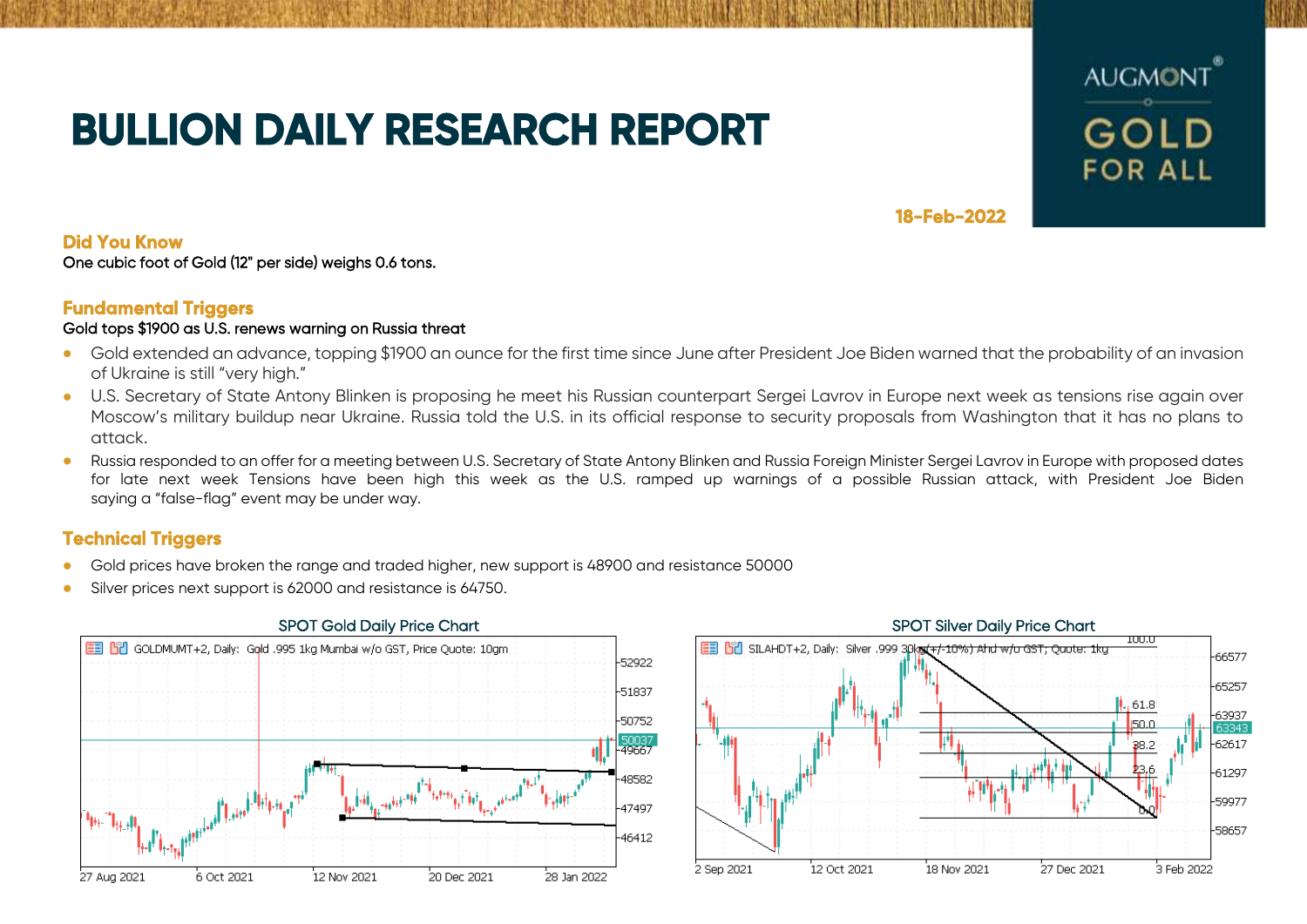# BULLION DAILY RESEARCH REPORT

AUGMONT®
GOLD FOR ALL

18-Feb-2022

## Did You Know

One cubic foot of Gold (12" per side) weighs 0.6 tons.

## Fundamental Triggers

Gold tops $1900 as U.S. renews warning on Russia threat

- Gold extended an advance, topping $1900 an ounce for the first time since June after President Joe Biden warned that the probability of an invasion of Ukraine is still "very high."
- U.S. Secretary of State Antony Blinken is proposing he meet his Russian counterpart Sergei Lavrov in Europe next week as tensions rise again over Moscow's military buildup near Ukraine. Russia told the U.S. in its official response to security proposals from Washington that it has no plans to attack.
- Russia responded to an offer for a meeting between U.S. Secretary of State Antony Blinken and Russia Foreign Minister Sergei Lavrov in Europe with proposed dates for late next week Tensions have been high this week as the U.S. ramped up warnings of a possible Russian attack, with President Joe Biden saying a "false-flag" event may be under way.

## Technical Triggers

- Gold prices have broken the range and traded higher, new support is 48900 and resistance 50000
- Silver prices next support is 62000 and resistance is 64750.

SPOT Gold Daily Price Chart

GOLDMUMT+2, Daily: Gold .995 1kg Mumbai w/o GST, Price Quote: 10gm

52922
51837
50752
50037
49667
48582
47497
46412

27 Aug 2021
6 Oct 2021
12 Nov 2021
20 Dec 2021
28 Jan 2022

SPOT Silver Daily Price Chart

SILAHDT+2, Daily: Silver .999 30kg(+/-10%) Ahd w/o GST; Quote: 1kg

100.0
61.8
50.0
38.2
23.6
0.0

66577
65257
63937
63343
62617
61297
59977
58657

2 Sep 2021
12 Oct 2021
18 Nov 2021
27 Dec 2021
3 Feb 2022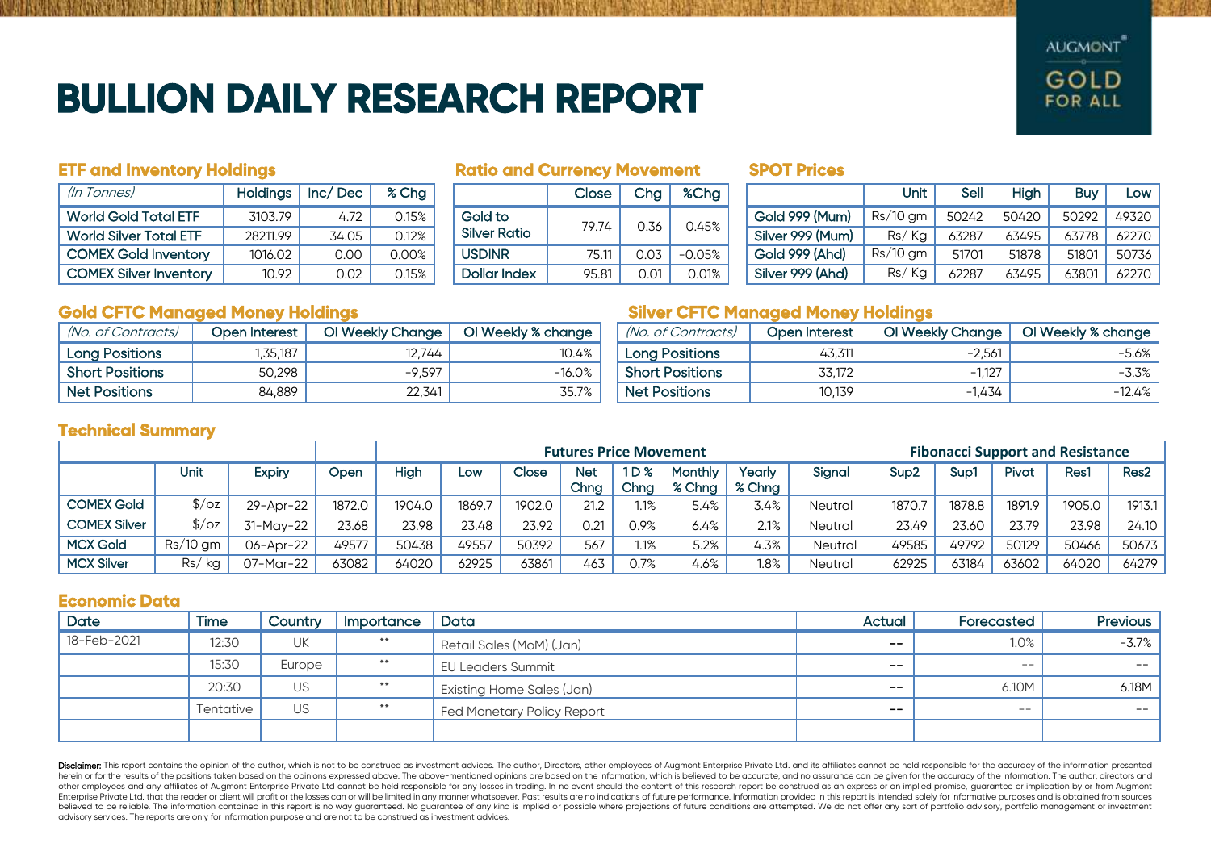# BULLION DAILY RESEARCH REPORT

AUGMONT GOLD FOR ALL

## ETF and Inventory Holdings

| *(In Tonnes)* | Holdings | Inc/ Dec | % Chg |
|---|---|---|---|
| World Gold Total ETF | 3103.79 | 4.72 | 0.15% |
| World Silver Total ETF | 28211.99 | 34.05 | 0.12% |
| COMEX Gold Inventory | 1016.02 | 0.00 | 0.00% |
| COMEX Silver Inventory | 10.92 | 0.02 | 0.15% |

## Ratio and Currency Movement

| | Close | Chg | %Chg |
|---|---|---|---|
| Gold to Silver Ratio | 79.74 | 0.36 | 0.45% |
| USDINR | 75.11 | 0.03 | -0.05% |
| Dollar Index | 95.81 | 0.01 | 0.01% |

## SPOT Prices

| | Unit | Sell | High | Buy | Low |
|---|---|---|---|---|---|
| Gold 999 (Mum) | Rs/10 gm | 50242 | 50420 | 50292 | 49320 |
| Silver 999 (Mum) | Rs/ Kg | 63287 | 63495 | 63778 | 62270 |
| Gold 999 (Ahd) | Rs/10 gm | 51701 | 51878 | 51801 | 50736 |
| Silver 999 (Ahd) | Rs/ Kg | 62287 | 63495 | 63801 | 62270 |

## Gold CFTC Managed Money Holdings

| *(No. of Contracts)* | Open Interest | OI Weekly Change | OI Weekly % change |
|---|---|---|---|
| Long Positions | 1,35,187 | 12,744 | 10.4% |
| Short Positions | 50,298 | -9,597 | -16.0% |
| Net Positions | 84,889 | 22,341 | 35.7% |

## Silver CFTC Managed Money Holdings

| *(No. of Contracts)* | Open Interest | OI Weekly Change | OI Weekly % change |
|---|---|---|---|
| Long Positions | 43,311 | -2,561 | -5.6% |
| Short Positions | 33,172 | -1,127 | -3.3% |
| Net Positions | 10,139 | -1,434 | -12.4% |

## Technical Summary

| | | | | Futures Price Movement | | | | | | | | Fibonacci Support and Resistance | | | | |
|---|---|---|---|---|---|---|---|---|---|---|---|---|---|---|---|---|
| | Unit | Expiry | Open | High | Low | Close | Net Chng | 1 D % Chng | Monthly % Chng | Yearly % Chng | Signal | Sup2 | Sup1 | Pivot | Res1 | Res2 |
| COMEX Gold | $/oz | 29-Apr-22 | 1872.0 | 1904.0 | 1869.7 | 1902.0 | 21.2 | 1.1% | 5.4% | 3.4% | Neutral | 1870.7 | 1878.8 | 1891.9 | 1905.0 | 1913.1 |
| COMEX Silver | $/oz | 31-May-22 | 23.68 | 23.98 | 23.48 | 23.92 | 0.21 | 0.9% | 6.4% | 2.1% | Neutral | 23.49 | 23.60 | 23.79 | 23.98 | 24.10 |
| MCX Gold | Rs/10 gm | 06-Apr-22 | 49577 | 50438 | 49557 | 50392 | 567 | 1.1% | 5.2% | 4.3% | Neutral | 49585 | 49792 | 50129 | 50466 | 50673 |
| MCX Silver | Rs/ kg | 07-Mar-22 | 63082 | 64020 | 62925 | 63861 | 463 | 0.7% | 4.6% | 1.8% | Neutral | 62925 | 63184 | 63602 | 64020 | 64279 |

## Economic Data

| Date | Time | Country | Importance | Data | Actual | Forecasted | Previous |
|---|---|---|---|---|---|---|---|
| 18-Feb-2021 | 12:30 | UK | ** | Retail Sales (MoM) (Jan) | -- | 1.0% | -3.7% |
| | 15:30 | Europe | ** | EU Leaders Summit | -- | -- | -- |
| | 20:30 | US | ** | Existing Home Sales (Jan) | -- | 6.10M | 6.18M |
| | Tentative | US | ** | Fed Monetary Policy Report | -- | -- | -- |
| | | | | | | | |

**Disclaimer:** This report contains the opinion of the author, which is not to be construed as investment advices. The author, Directors, other employees of Augmont Enterprise Private Ltd. and its affiliates cannot be held responsible for the accuracy of the information presented herein or for the results of the positions taken based on the opinions expressed above. The above-mentioned opinions are based on the information, which is believed to be accurate, and no assurance can be given for the accuracy of the information. The author, directors and other employees and any affiliates of Augmont Enterprise Private Ltd cannot be held responsible for any losses in trading. In no event should the content of this research report be construed as an express or an implied promise, guarantee or implication by or from Augmont Enterprise Private Ltd. that the reader or client will profit or the losses can or will be limited in any manner whatsoever. Past results are no indications of future performance. Information provided in this report is intended solely for informative purposes and is obtained from sources believed to be reliable. The information contained in this report is no way guaranteed. No guarantee of any kind is implied or possible where projections of future conditions are attempted. We do not offer any sort of portfolio advisory, portfolio management or investment advisory services. The reports are only for information purpose and are not to be construed as investment advices.